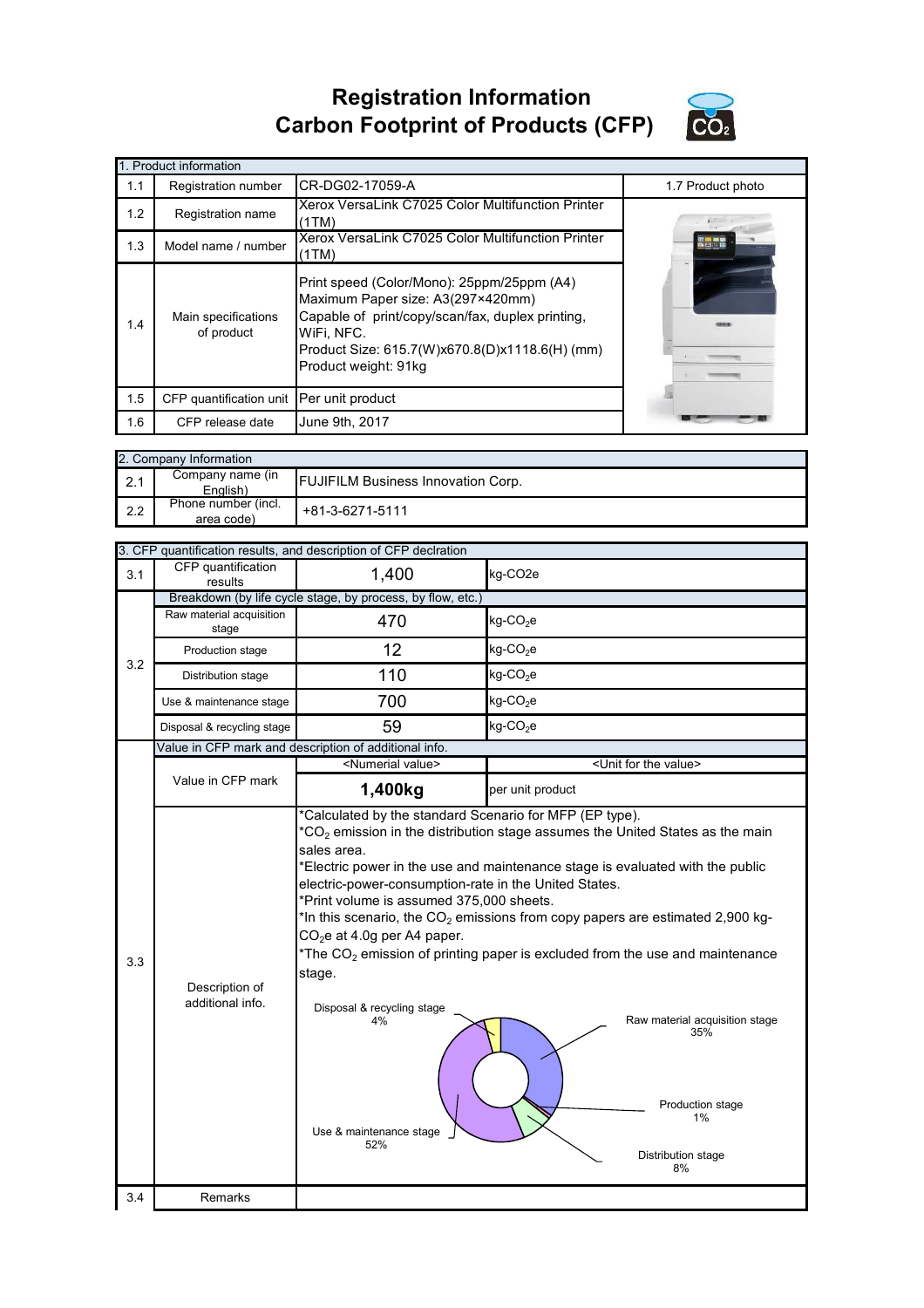# Registration Information
# Carbon Footprint of Products (CFP)

| 1. Product information | | | |
|---|---|---|---|
| 1.1 | Registration number | CR-DG02-17059-A | 1.7 Product photo |
| 1.2 | Registration name | Xerox VersaLink C7025 Color Multifunction Printer (1TM) | |
| 1.3 | Model name / number | Xerox VersaLink C7025 Color Multifunction Printer (1TM) | |
| 1.4 | Main specifications of product | Print speed (Color/Mono): 25ppm/25ppm (A4)<br>Maximum Paper size: A3(297×420mm)<br>Capable of print/copy/scan/fax, duplex printing, WiFi, NFC.<br>Product Size: 615.7(W)x670.8(D)x1118.6(H) (mm)<br>Product weight: 91kg | |
| 1.5 | CFP quantification unit | Per unit product | |
| 1.6 | CFP release date | June 9th, 2017 | |

| 2. Company Information | | |
|---|---|---|
| 2.1 | Company name (in English) | FUJIFILM Business Innovation Corp. |
| 2.2 | Phone number (incl. area code) | +81-3-6271-5111 |

| 3. CFP quantification results, and description of CFP declration | | | |
|---|---|---|---|
| 3.1 | CFP quantification results | 1,400 | kg-CO2e |
| 3.2 | Breakdown (by life cycle stage, by process, by flow, etc.) | | |
| | Raw material acquisition stage | 470 | kg-$CO_2$e |
| | Production stage | 12 | kg-$CO_2$e |
| | Distribution stage | 110 | kg-$CO_2$e |
| | Use & maintenance stage | 700 | kg-$CO_2$e |
| | Disposal & recycling stage | 59 | kg-$CO_2$e |
| 3.3 | Value in CFP mark and description of additional info. | | |
| | Value in CFP mark | <Numerial value> | <Unit for the value> |
| | | **1,400kg** | per unit product |
| | Description of additional info. | *Calculated by the standard Scenario for MFP (EP type).<br>*$CO_2$ emission in the distribution stage assumes the United States as the main sales area.<br>*Electric power in the use and maintenance stage is evaluated with the public electric-power-consumption-rate in the United States.<br>*Print volume is assumed 375,000 sheets.<br>*In this scenario, the $CO_2$ emissions from copy papers are estimated 2,900 kg-$CO_2$e at 4.0g per A4 paper.<br>*The $CO_2$ emission of printing paper is excluded from the use and maintenance stage.<br><br>Raw material acquisition stage 35%<br>Production stage 1%<br>Distribution stage 8%<br>Use & maintenance stage 52%<br>Disposal & recycling stage 4% | |
| 3.4 | Remarks | | |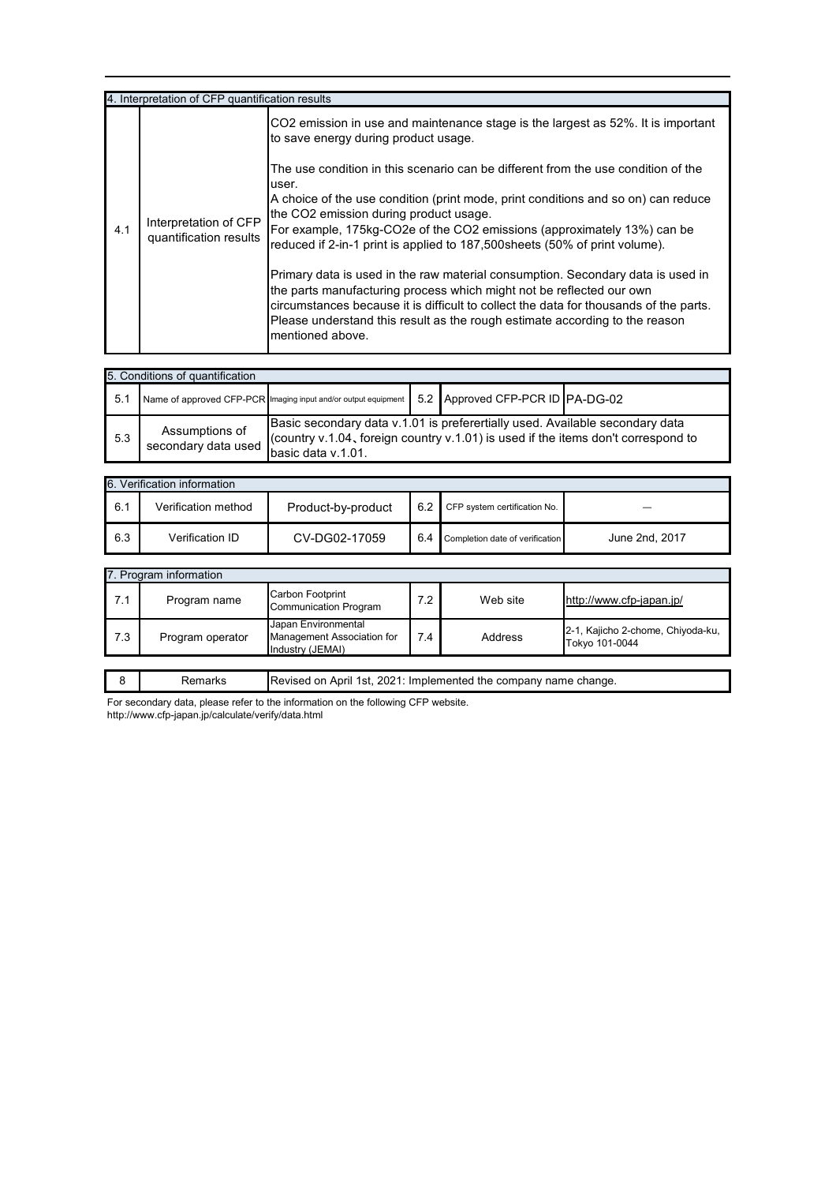| 4. Interpretation of CFP quantification results | | |
|---|---|---|
| 4.1 | Interpretation of CFP quantification results | $CO_2$ emission in use and maintenance stage is the largest as 52%. It is important to save energy during product usage.<br><br>The use condition in this scenario can be different from the use condition of the user.<br>A choice of the use condition (print mode, print conditions and so on) can reduce the $CO_2$ emission during product usage.<br>For example, 175kg-$CO_2$e of the $CO_2$ emissions (approximately 13%) can be reduced if 2-in-1 print is applied to 187,500sheets (50% of print volume).<br><br>Primary data is used in the raw material consumption. Secondary data is used in the parts manufacturing process which might not be reflected our own circumstances because it is difficult to collect the data for thousands of the parts. Please understand this result as the rough estimate according to the reason mentioned above. |

| 5. Conditions of quantification | | | | | |
|---|---|---|---|---|---|
| 5.1 | Name of approved CFP-PCR | Imaging input and/or output equipment | 5.2 | Approved CFP-PCR ID | PA-DG-02 |
| 5.3 | Assumptions of secondary data used | Basic secondary data v.1.01 is preferertially used. Available secondary data (country v.1.04、foreign country v.1.01) is used if the items don't correspond to basic data v.1.01. | | | |

| 6. Verification information | | | | | |
|---|---|---|---|---|---|
| 6.1 | Verification method | Product-by-product | 6.2 | CFP system certification No. | — |
| 6.3 | Verification ID | CV-DG02-17059 | 6.4 | Completion date of verification | June 2nd, 2017 |

| 7. Program information | | | | | |
|---|---|---|---|---|---|
| 7.1 | Program name | Carbon Footprint Communication Program | 7.2 | Web site | http://www.cfp-japan.jp/ |
| 7.3 | Program operator | Japan Environmental Management Association for Industry (JEMAI) | 7.4 | Address | 2-1, Kajicho 2-chome, Chiyoda-ku, Tokyo 101-0044 |

| | | |
|---|---|---|
| 8 | Remarks | Revised on April 1st, 2021: Implemented the company name change. |

For secondary data, please refer to the information on the following CFP website.
http://www.cfp-japan.jp/calculate/verify/data.html